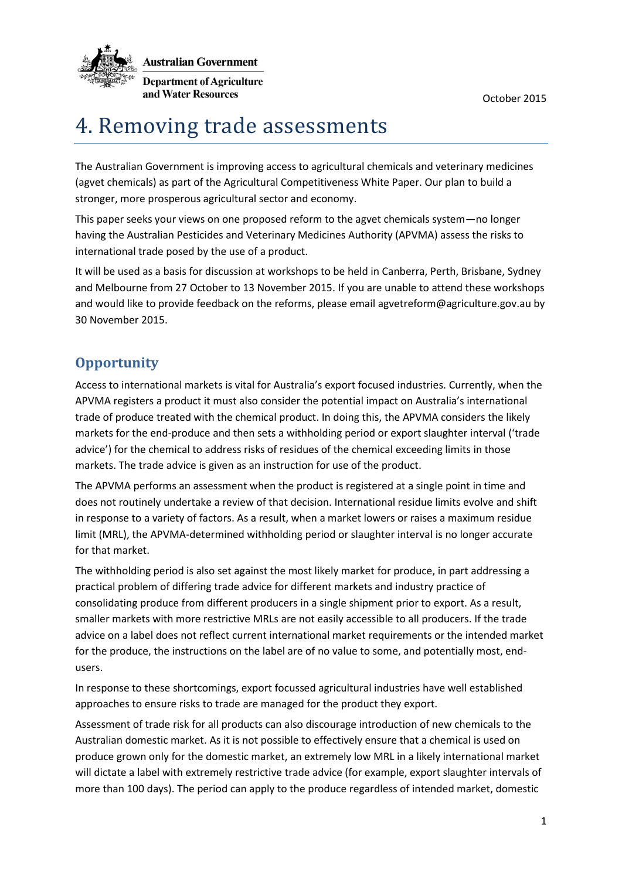Australian Government

Department of Agriculture and Water Resources

October 2015

# 4. Removing trade assessments

The Australian Government is improving access to agricultural chemicals and veterinary medicines (agvet chemicals) as part of the Agricultural Competitiveness White Paper. Our plan to build a stronger, more prosperous agricultural sector and economy.

This paper seeks your views on one proposed reform to the agvet chemicals system—no longer having the Australian Pesticides and Veterinary Medicines Authority (APVMA) assess the risks to international trade posed by the use of a product.

It will be used as a basis for discussion at workshops to be held in Canberra, Perth, Brisbane, Sydney and Melbourne from 27 October to 13 November 2015. If you are unable to attend these workshops and would like to provide feedback on the reforms, please email agvetreform@agriculture.gov.au by 30 November 2015.

## Opportunity

Access to international markets is vital for Australia's export focused industries. Currently, when the APVMA registers a product it must also consider the potential impact on Australia's international trade of produce treated with the chemical product. In doing this, the APVMA considers the likely markets for the end-produce and then sets a withholding period or export slaughter interval ('trade advice') for the chemical to address risks of residues of the chemical exceeding limits in those markets. The trade advice is given as an instruction for use of the product.

The APVMA performs an assessment when the product is registered at a single point in time and does not routinely undertake a review of that decision. International residue limits evolve and shift in response to a variety of factors. As a result, when a market lowers or raises a maximum residue limit (MRL), the APVMA-determined withholding period or slaughter interval is no longer accurate for that market.

The withholding period is also set against the most likely market for produce, in part addressing a practical problem of differing trade advice for different markets and industry practice of consolidating produce from different producers in a single shipment prior to export. As a result, smaller markets with more restrictive MRLs are not easily accessible to all producers. If the trade advice on a label does not reflect current international market requirements or the intended market for the produce, the instructions on the label are of no value to some, and potentially most, end-users.

In response to these shortcomings, export focussed agricultural industries have well established approaches to ensure risks to trade are managed for the product they export.

Assessment of trade risk for all products can also discourage introduction of new chemicals to the Australian domestic market. As it is not possible to effectively ensure that a chemical is used on produce grown only for the domestic market, an extremely low MRL in a likely international market will dictate a label with extremely restrictive trade advice (for example, export slaughter intervals of more than 100 days). The period can apply to the produce regardless of intended market, domestic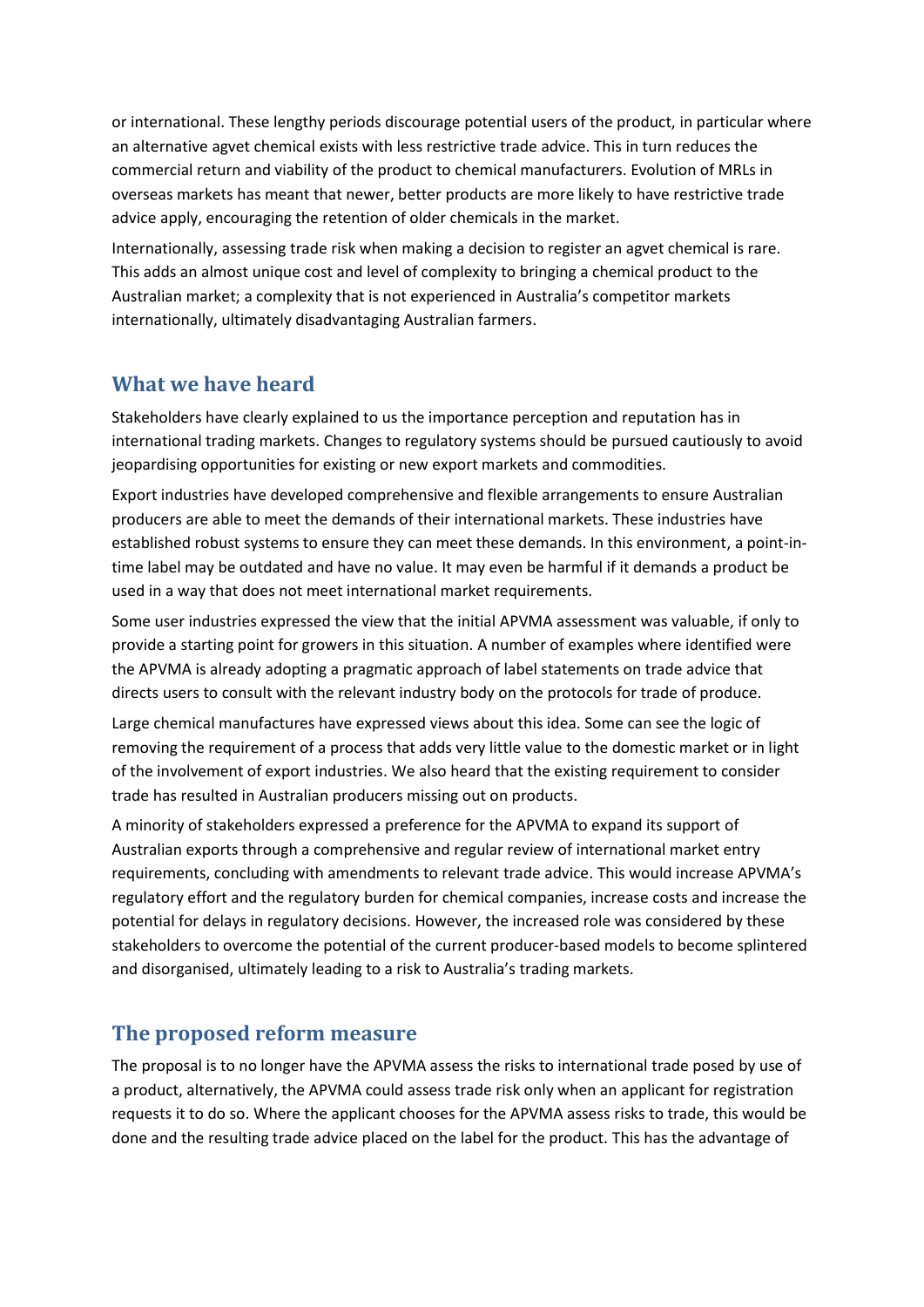or international. These lengthy periods discourage potential users of the product, in particular where an alternative agvet chemical exists with less restrictive trade advice. This in turn reduces the commercial return and viability of the product to chemical manufacturers. Evolution of MRLs in overseas markets has meant that newer, better products are more likely to have restrictive trade advice apply, encouraging the retention of older chemicals in the market.

Internationally, assessing trade risk when making a decision to register an agvet chemical is rare. This adds an almost unique cost and level of complexity to bringing a chemical product to the Australian market; a complexity that is not experienced in Australia's competitor markets internationally, ultimately disadvantaging Australian farmers.

## What we have heard

Stakeholders have clearly explained to us the importance perception and reputation has in international trading markets. Changes to regulatory systems should be pursued cautiously to avoid jeopardising opportunities for existing or new export markets and commodities.

Export industries have developed comprehensive and flexible arrangements to ensure Australian producers are able to meet the demands of their international markets. These industries have established robust systems to ensure they can meet these demands. In this environment, a point-in-time label may be outdated and have no value. It may even be harmful if it demands a product be used in a way that does not meet international market requirements.

Some user industries expressed the view that the initial APVMA assessment was valuable, if only to provide a starting point for growers in this situation. A number of examples where identified were the APVMA is already adopting a pragmatic approach of label statements on trade advice that directs users to consult with the relevant industry body on the protocols for trade of produce.

Large chemical manufactures have expressed views about this idea. Some can see the logic of removing the requirement of a process that adds very little value to the domestic market or in light of the involvement of export industries. We also heard that the existing requirement to consider trade has resulted in Australian producers missing out on products.

A minority of stakeholders expressed a preference for the APVMA to expand its support of Australian exports through a comprehensive and regular review of international market entry requirements, concluding with amendments to relevant trade advice. This would increase APVMA's regulatory effort and the regulatory burden for chemical companies, increase costs and increase the potential for delays in regulatory decisions. However, the increased role was considered by these stakeholders to overcome the potential of the current producer-based models to become splintered and disorganised, ultimately leading to a risk to Australia's trading markets.

## The proposed reform measure

The proposal is to no longer have the APVMA assess the risks to international trade posed by use of a product, alternatively, the APVMA could assess trade risk only when an applicant for registration requests it to do so. Where the applicant chooses for the APVMA assess risks to trade, this would be done and the resulting trade advice placed on the label for the product. This has the advantage of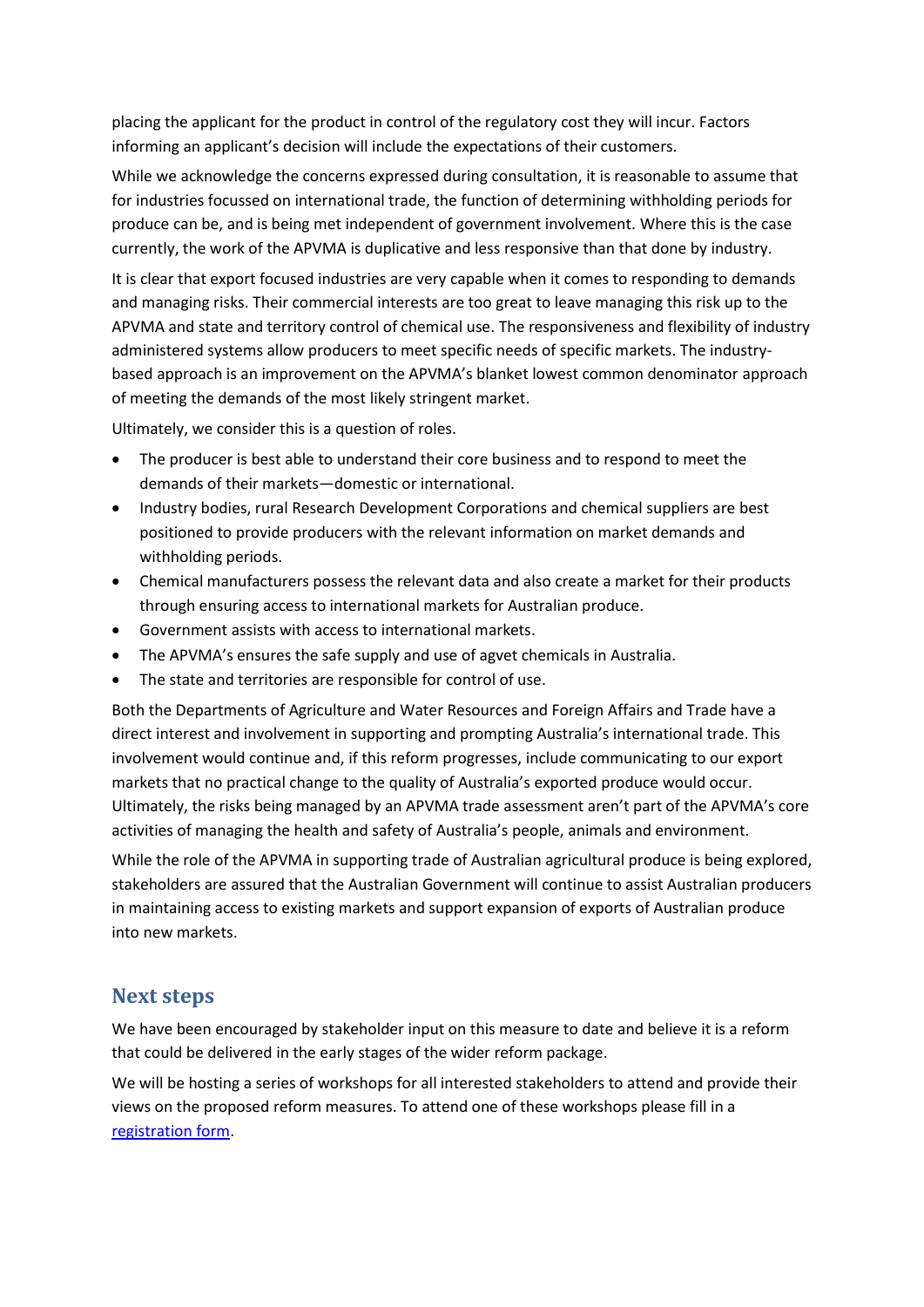placing the applicant for the product in control of the regulatory cost they will incur. Factors informing an applicant's decision will include the expectations of their customers.

While we acknowledge the concerns expressed during consultation, it is reasonable to assume that for industries focussed on international trade, the function of determining withholding periods for produce can be, and is being met independent of government involvement. Where this is the case currently, the work of the APVMA is duplicative and less responsive than that done by industry.

It is clear that export focused industries are very capable when it comes to responding to demands and managing risks. Their commercial interests are too great to leave managing this risk up to the APVMA and state and territory control of chemical use. The responsiveness and flexibility of industry administered systems allow producers to meet specific needs of specific markets. The industry-based approach is an improvement on the APVMA's blanket lowest common denominator approach of meeting the demands of the most likely stringent market.

Ultimately, we consider this is a question of roles.

- The producer is best able to understand their core business and to respond to meet the demands of their markets—domestic or international.
- Industry bodies, rural Research Development Corporations and chemical suppliers are best positioned to provide producers with the relevant information on market demands and withholding periods.
- Chemical manufacturers possess the relevant data and also create a market for their products through ensuring access to international markets for Australian produce.
- Government assists with access to international markets.
- The APVMA's ensures the safe supply and use of agvet chemicals in Australia.
- The state and territories are responsible for control of use.

Both the Departments of Agriculture and Water Resources and Foreign Affairs and Trade have a direct interest and involvement in supporting and prompting Australia's international trade. This involvement would continue and, if this reform progresses, include communicating to our export markets that no practical change to the quality of Australia's exported produce would occur. Ultimately, the risks being managed by an APVMA trade assessment aren't part of the APVMA's core activities of managing the health and safety of Australia's people, animals and environment.

While the role of the APVMA in supporting trade of Australian agricultural produce is being explored, stakeholders are assured that the Australian Government will continue to assist Australian producers in maintaining access to existing markets and support expansion of exports of Australian produce into new markets.

## Next steps

We have been encouraged by stakeholder input on this measure to date and believe it is a reform that could be delivered in the early stages of the wider reform package.

We will be hosting a series of workshops for all interested stakeholders to attend and provide their views on the proposed reform measures. To attend one of these workshops please fill in a registration form.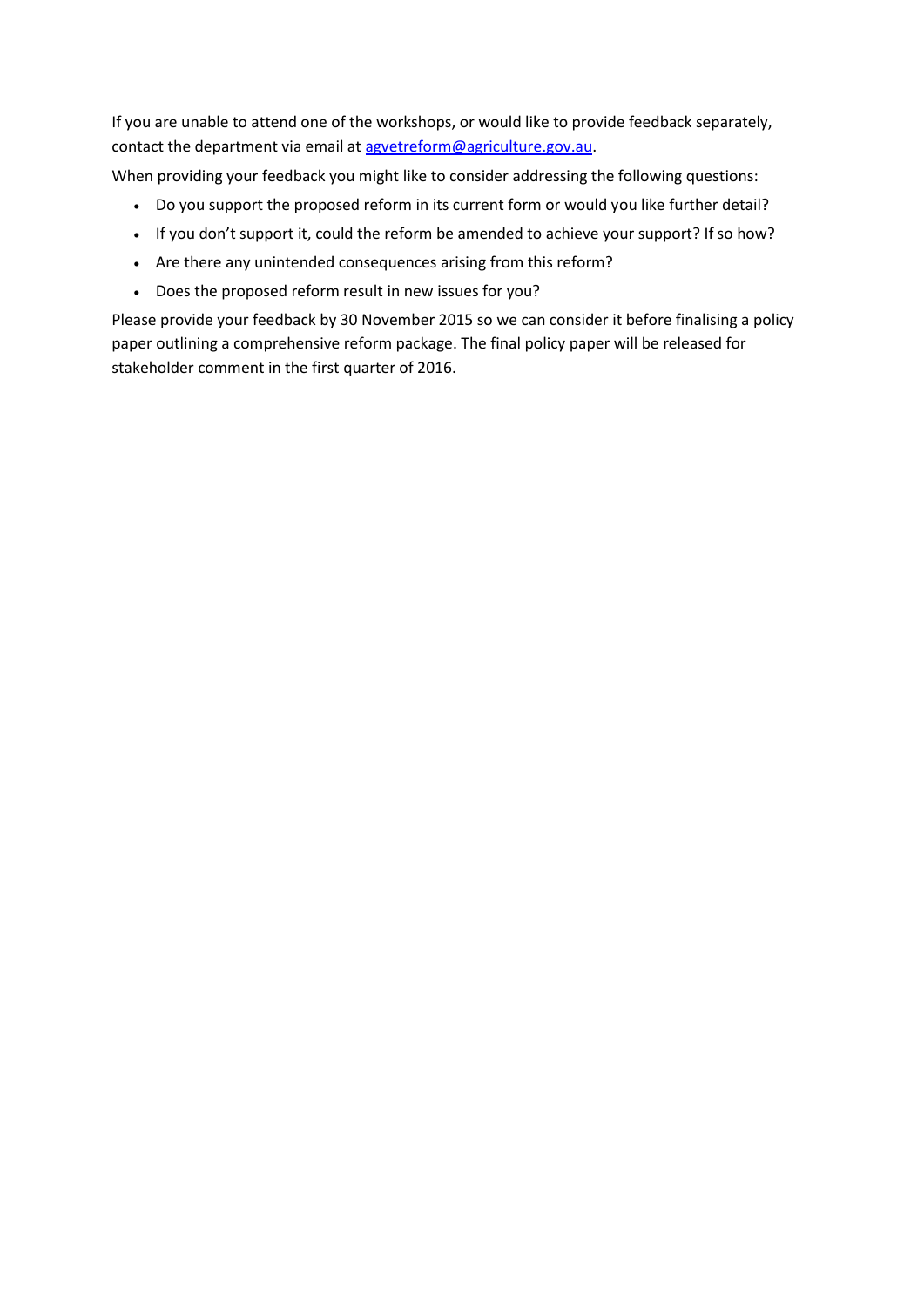If you are unable to attend one of the workshops, or would like to provide feedback separately, contact the department via email at [agvetreform@agriculture.gov.au](mailto:agvetreform@agriculture.gov.au).

When providing your feedback you might like to consider addressing the following questions:

- Do you support the proposed reform in its current form or would you like further detail?
- If you don't support it, could the reform be amended to achieve your support? If so how?
- Are there any unintended consequences arising from this reform?
- Does the proposed reform result in new issues for you?

Please provide your feedback by 30 November 2015 so we can consider it before finalising a policy paper outlining a comprehensive reform package. The final policy paper will be released for stakeholder comment in the first quarter of 2016.